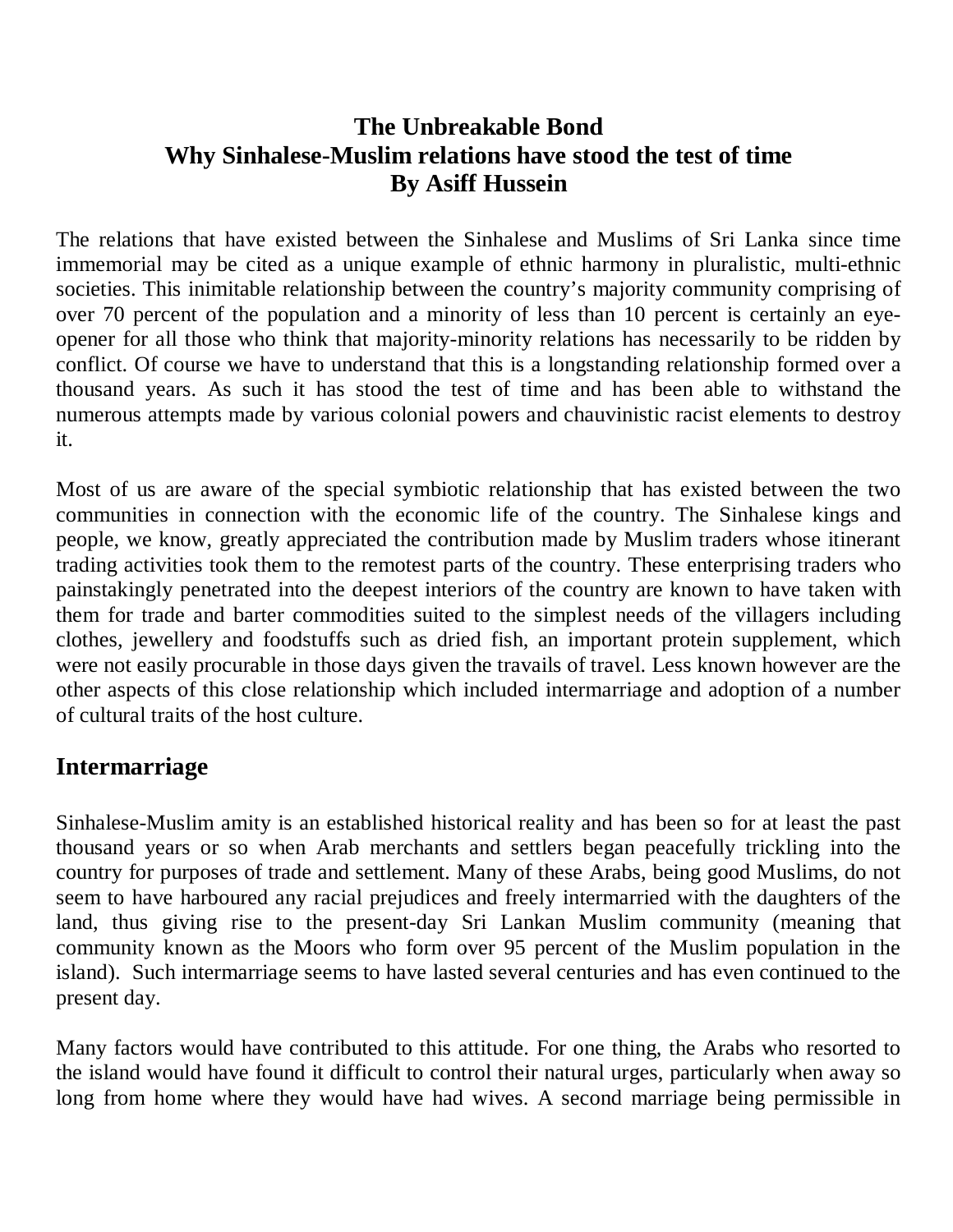# The Unbreakable Bond
## Why Sinhalese-Muslim relations have stood the test of time
### By Asiff Hussein

The relations that have existed between the Sinhalese and Muslims of Sri Lanka since time immemorial may be cited as a unique example of ethnic harmony in pluralistic, multi-ethnic societies. This inimitable relationship between the country's majority community comprising of over 70 percent of the population and a minority of less than 10 percent is certainly an eye-opener for all those who think that majority-minority relations has necessarily to be ridden by conflict. Of course we have to understand that this is a longstanding relationship formed over a thousand years. As such it has stood the test of time and has been able to withstand the numerous attempts made by various colonial powers and chauvinistic racist elements to destroy it.

Most of us are aware of the special symbiotic relationship that has existed between the two communities in connection with the economic life of the country. The Sinhalese kings and people, we know, greatly appreciated the contribution made by Muslim traders whose itinerant trading activities took them to the remotest parts of the country. These enterprising traders who painstakingly penetrated into the deepest interiors of the country are known to have taken with them for trade and barter commodities suited to the simplest needs of the villagers including clothes, jewellery and foodstuffs such as dried fish, an important protein supplement, which were not easily procurable in those days given the travails of travel. Less known however are the other aspects of this close relationship which included intermarriage and adoption of a number of cultural traits of the host culture.

## Intermarriage

Sinhalese-Muslim amity is an established historical reality and has been so for at least the past thousand years or so when Arab merchants and settlers began peacefully trickling into the country for purposes of trade and settlement. Many of these Arabs, being good Muslims, do not seem to have harboured any racial prejudices and freely intermarried with the daughters of the land, thus giving rise to the present-day Sri Lankan Muslim community (meaning that community known as the Moors who form over 95 percent of the Muslim population in the island). Such intermarriage seems to have lasted several centuries and has even continued to the present day.

Many factors would have contributed to this attitude. For one thing, the Arabs who resorted to the island would have found it difficult to control their natural urges, particularly when away so long from home where they would have had wives. A second marriage being permissible in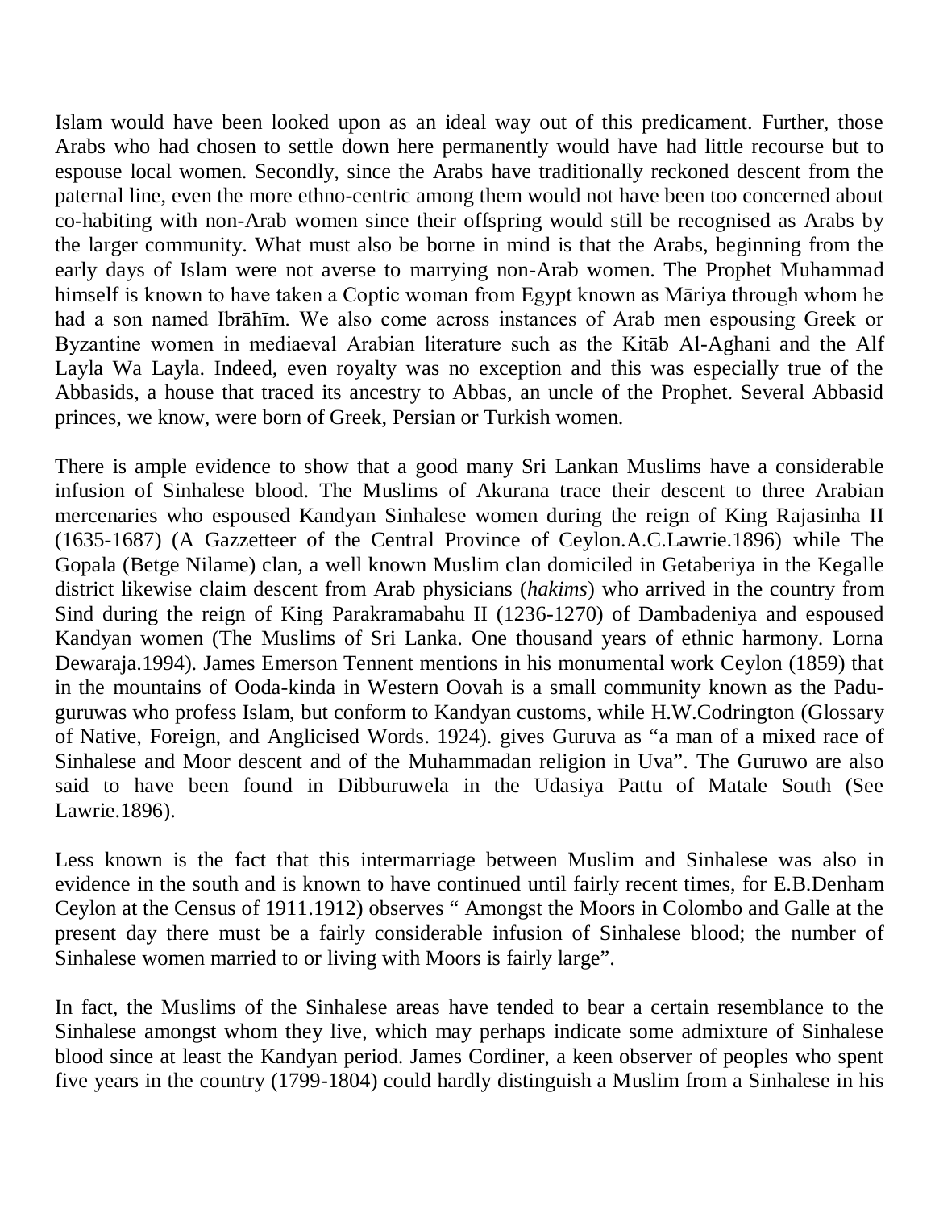Islam would have been looked upon as an ideal way out of this predicament. Further, those Arabs who had chosen to settle down here permanently would have had little recourse but to espouse local women. Secondly, since the Arabs have traditionally reckoned descent from the paternal line, even the more ethno-centric among them would not have been too concerned about co-habiting with non-Arab women since their offspring would still be recognised as Arabs by the larger community. What must also be borne in mind is that the Arabs, beginning from the early days of Islam were not averse to marrying non-Arab women. The Prophet Muhammad himself is known to have taken a Coptic woman from Egypt known as Māriya through whom he had a son named Ibrāhīm. We also come across instances of Arab men espousing Greek or Byzantine women in mediaeval Arabian literature such as the Kitāb Al-Aghani and the Alf Layla Wa Layla. Indeed, even royalty was no exception and this was especially true of the Abbasids, a house that traced its ancestry to Abbas, an uncle of the Prophet. Several Abbasid princes, we know, were born of Greek, Persian or Turkish women.

There is ample evidence to show that a good many Sri Lankan Muslims have a considerable infusion of Sinhalese blood. The Muslims of Akurana trace their descent to three Arabian mercenaries who espoused Kandyan Sinhalese women during the reign of King Rajasinha II (1635-1687) (A Gazzetteer of the Central Province of Ceylon.A.C.Lawrie.1896) while The Gopala (Betge Nilame) clan, a well known Muslim clan domiciled in Getaberiya in the Kegalle district likewise claim descent from Arab physicians (*hakims*) who arrived in the country from Sind during the reign of King Parakramabahu II (1236-1270) of Dambadeniya and espoused Kandyan women (The Muslims of Sri Lanka. One thousand years of ethnic harmony. Lorna Dewaraja.1994). James Emerson Tennent mentions in his monumental work Ceylon (1859) that in the mountains of Ooda-kinda in Western Oovah is a small community known as the Padu-guruwas who profess Islam, but conform to Kandyan customs, while H.W.Codrington (Glossary of Native, Foreign, and Anglicised Words. 1924). gives Guruva as "a man of a mixed race of Sinhalese and Moor descent and of the Muhammadan religion in Uva". The Guruwo are also said to have been found in Dibburuwela in the Udasiya Pattu of Matale South (See Lawrie.1896).

Less known is the fact that this intermarriage between Muslim and Sinhalese was also in evidence in the south and is known to have continued until fairly recent times, for E.B.Denham Ceylon at the Census of 1911.1912) observes " Amongst the Moors in Colombo and Galle at the present day there must be a fairly considerable infusion of Sinhalese blood; the number of Sinhalese women married to or living with Moors is fairly large".

In fact, the Muslims of the Sinhalese areas have tended to bear a certain resemblance to the Sinhalese amongst whom they live, which may perhaps indicate some admixture of Sinhalese blood since at least the Kandyan period. James Cordiner, a keen observer of peoples who spent five years in the country (1799-1804) could hardly distinguish a Muslim from a Sinhalese in his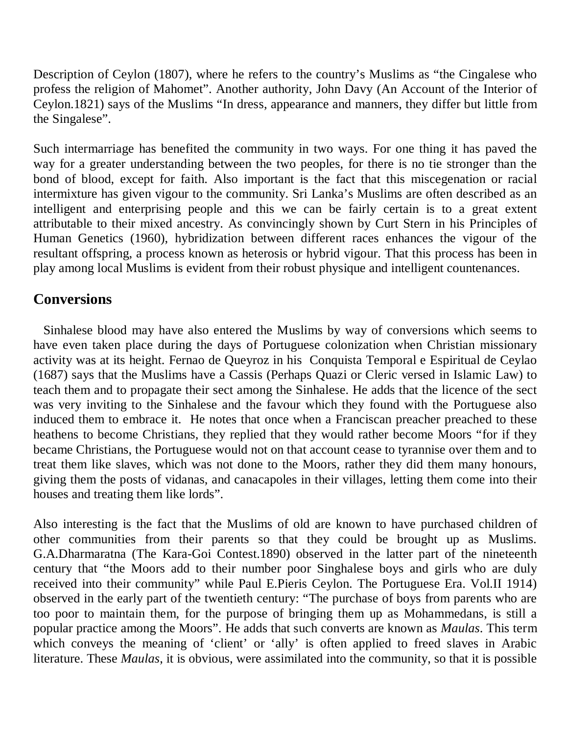Description of Ceylon (1807), where he refers to the country's Muslims as "the Cingalese who profess the religion of Mahomet". Another authority, John Davy (An Account of the Interior of Ceylon.1821) says of the Muslims "In dress, appearance and manners, they differ but little from the Singalese".

Such intermarriage has benefited the community in two ways. For one thing it has paved the way for a greater understanding between the two peoples, for there is no tie stronger than the bond of blood, except for faith. Also important is the fact that this miscegenation or racial intermixture has given vigour to the community. Sri Lanka's Muslims are often described as an intelligent and enterprising people and this we can be fairly certain is to a great extent attributable to their mixed ancestry. As convincingly shown by Curt Stern in his Principles of Human Genetics (1960), hybridization between different races enhances the vigour of the resultant offspring, a process known as heterosis or hybrid vigour. That this process has been in play among local Muslims is evident from their robust physique and intelligent countenances.

## Conversions

Sinhalese blood may have also entered the Muslims by way of conversions which seems to have even taken place during the days of Portuguese colonization when Christian missionary activity was at its height. Fernao de Queyroz in his Conquista Temporal e Espiritual de Ceylao (1687) says that the Muslims have a Cassis (Perhaps Quazi or Cleric versed in Islamic Law) to teach them and to propagate their sect among the Sinhalese. He adds that the licence of the sect was very inviting to the Sinhalese and the favour which they found with the Portuguese also induced them to embrace it. He notes that once when a Franciscan preacher preached to these heathens to become Christians, they replied that they would rather become Moors "for if they became Christians, the Portuguese would not on that account cease to tyrannise over them and to treat them like slaves, which was not done to the Moors, rather they did them many honours, giving them the posts of vidanas, and canacapoles in their villages, letting them come into their houses and treating them like lords".

Also interesting is the fact that the Muslims of old are known to have purchased children of other communities from their parents so that they could be brought up as Muslims. G.A.Dharmaratna (The Kara-Goi Contest.1890) observed in the latter part of the nineteenth century that "the Moors add to their number poor Singhalese boys and girls who are duly received into their community" while Paul E.Pieris Ceylon. The Portuguese Era. Vol.II 1914) observed in the early part of the twentieth century: "The purchase of boys from parents who are too poor to maintain them, for the purpose of bringing them up as Mohammedans, is still a popular practice among the Moors". He adds that such converts are known as *Maulas*. This term which conveys the meaning of 'client' or 'ally' is often applied to freed slaves in Arabic literature. These *Maulas*, it is obvious, were assimilated into the community, so that it is possible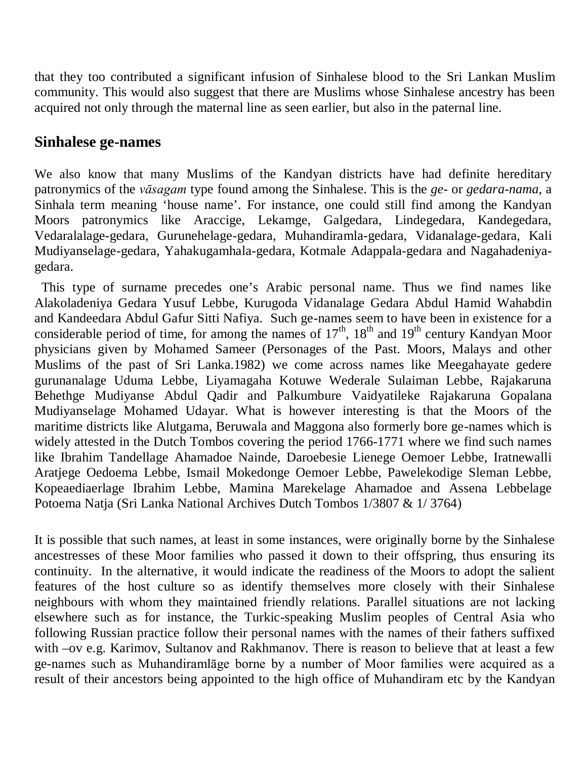that they too contributed a significant infusion of Sinhalese blood to the Sri Lankan Muslim community. This would also suggest that there are Muslims whose Sinhalese ancestry has been acquired not only through the maternal line as seen earlier, but also in the paternal line.

## Sinhalese ge-names

We also know that many Muslims of the Kandyan districts have had definite hereditary patronymics of the *vāsagam* type found among the Sinhalese. This is the *ge-* or *gedara-nama*, a Sinhala term meaning 'house name'. For instance, one could still find among the Kandyan Moors patronymics like Araccige, Lekamge, Galgedara, Lindegedara, Kandegedara, Vedaralalage-gedara, Gurunehelage-gedara, Muhandiramla-gedara, Vidanalage-gedara, Kali Mudiyanselage-gedara, Yahakugamhala-gedara, Kotmale Adappala-gedara and Nagahadeniya-gedara.

This type of surname precedes one's Arabic personal name. Thus we find names like Alakoladeniya Gedara Yusuf Lebbe, Kurugoda Vidanalage Gedara Abdul Hamid Wahabdin and Kandeedara Abdul Gafur Sitti Nafiya. Such ge-names seem to have been in existence for a considerable period of time, for among the names of 17th, 18th and 19th century Kandyan Moor physicians given by Mohamed Sameer (Personages of the Past. Moors, Malays and other Muslims of the past of Sri Lanka.1982) we come across names like Meegahayate gedere gurunanalage Uduma Lebbe, Liyamagaha Kotuwe Wederale Sulaiman Lebbe, Rajakaruna Behethge Mudiyanse Abdul Qadir and Palkumbure Vaidyatileke Rajakaruna Gopalana Mudiyanselage Mohamed Udayar. What is however interesting is that the Moors of the maritime districts like Alutgama, Beruwala and Maggona also formerly bore ge-names which is widely attested in the Dutch Tombos covering the period 1766-1771 where we find such names like Ibrahim Tandellage Ahamadoe Nainde, Daroebesie Lienege Oemoer Lebbe, Iratnewalli Aratjege Oedoema Lebbe, Ismail Mokedonge Oemoer Lebbe, Pawelekodige Sleman Lebbe, Kopeaediaerlage Ibrahim Lebbe, Mamina Marekelage Ahamadoe and Assena Lebbelage Potoema Natja (Sri Lanka National Archives Dutch Tombos 1/3807 & 1/ 3764)

It is possible that such names, at least in some instances, were originally borne by the Sinhalese ancestresses of these Moor families who passed it down to their offspring, thus ensuring its continuity. In the alternative, it would indicate the readiness of the Moors to adopt the salient features of the host culture so as identify themselves more closely with their Sinhalese neighbours with whom they maintained friendly relations. Parallel situations are not lacking elsewhere such as for instance, the Turkic-speaking Muslim peoples of Central Asia who following Russian practice follow their personal names with the names of their fathers suffixed with –ov e.g. Karimov, Sultanov and Rakhmanov. There is reason to believe that at least a few ge-names such as Muhandiramlāge borne by a number of Moor families were acquired as a result of their ancestors being appointed to the high office of Muhandiram etc by the Kandyan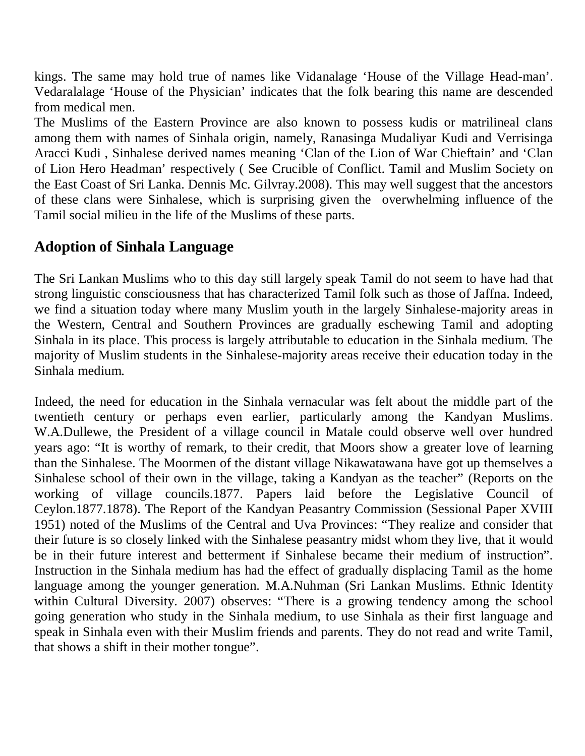kings. The same may hold true of names like Vidanalage 'House of the Village Head-man'. Vedaralalage 'House of the Physician' indicates that the folk bearing this name are descended from medical men.

The Muslims of the Eastern Province are also known to possess kudis or matrilineal clans among them with names of Sinhala origin, namely, Ranasinga Mudaliyar Kudi and Verrisinga Aracci Kudi , Sinhalese derived names meaning 'Clan of the Lion of War Chieftain' and 'Clan of Lion Hero Headman' respectively ( See Crucible of Conflict. Tamil and Muslim Society on the East Coast of Sri Lanka. Dennis Mc. Gilvray.2008). This may well suggest that the ancestors of these clans were Sinhalese, which is surprising given the overwhelming influence of the Tamil social milieu in the life of the Muslims of these parts.

## Adoption of Sinhala Language

The Sri Lankan Muslims who to this day still largely speak Tamil do not seem to have had that strong linguistic consciousness that has characterized Tamil folk such as those of Jaffna. Indeed, we find a situation today where many Muslim youth in the largely Sinhalese-majority areas in the Western, Central and Southern Provinces are gradually eschewing Tamil and adopting Sinhala in its place. This process is largely attributable to education in the Sinhala medium. The majority of Muslim students in the Sinhalese-majority areas receive their education today in the Sinhala medium.

Indeed, the need for education in the Sinhala vernacular was felt about the middle part of the twentieth century or perhaps even earlier, particularly among the Kandyan Muslims. W.A.Dullewe, the President of a village council in Matale could observe well over hundred years ago: "It is worthy of remark, to their credit, that Moors show a greater love of learning than the Sinhalese. The Moormen of the distant village Nikawatawana have got up themselves a Sinhalese school of their own in the village, taking a Kandyan as the teacher" (Reports on the working of village councils.1877. Papers laid before the Legislative Council of Ceylon.1877.1878). The Report of the Kandyan Peasantry Commission (Sessional Paper XVIII 1951) noted of the Muslims of the Central and Uva Provinces: "They realize and consider that their future is so closely linked with the Sinhalese peasantry midst whom they live, that it would be in their future interest and betterment if Sinhalese became their medium of instruction". Instruction in the Sinhala medium has had the effect of gradually displacing Tamil as the home language among the younger generation. M.A.Nuhman (Sri Lankan Muslims. Ethnic Identity within Cultural Diversity. 2007) observes: "There is a growing tendency among the school going generation who study in the Sinhala medium, to use Sinhala as their first language and speak in Sinhala even with their Muslim friends and parents. They do not read and write Tamil, that shows a shift in their mother tongue".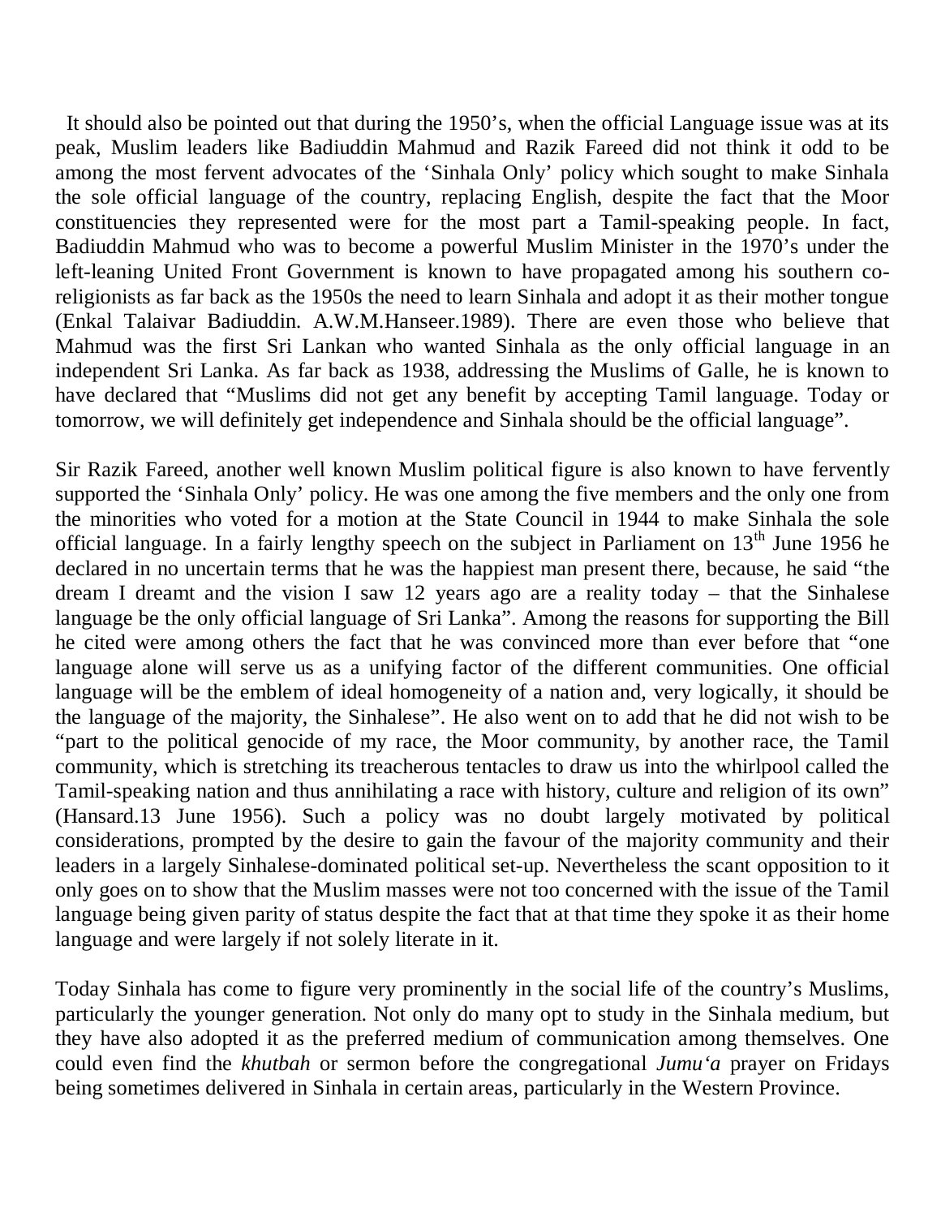It should also be pointed out that during the 1950's, when the official Language issue was at its peak, Muslim leaders like Badiuddin Mahmud and Razik Fareed did not think it odd to be among the most fervent advocates of the 'Sinhala Only' policy which sought to make Sinhala the sole official language of the country, replacing English, despite the fact that the Moor constituencies they represented were for the most part a Tamil-speaking people. In fact, Badiuddin Mahmud who was to become a powerful Muslim Minister in the 1970's under the left-leaning United Front Government is known to have propagated among his southern co-religionists as far back as the 1950s the need to learn Sinhala and adopt it as their mother tongue (Enkal Talaivar Badiuddin. A.W.M.Hanseer.1989). There are even those who believe that Mahmud was the first Sri Lankan who wanted Sinhala as the only official language in an independent Sri Lanka. As far back as 1938, addressing the Muslims of Galle, he is known to have declared that "Muslims did not get any benefit by accepting Tamil language. Today or tomorrow, we will definitely get independence and Sinhala should be the official language".

Sir Razik Fareed, another well known Muslim political figure is also known to have fervently supported the 'Sinhala Only' policy. He was one among the five members and the only one from the minorities who voted for a motion at the State Council in 1944 to make Sinhala the sole official language. In a fairly lengthy speech on the subject in Parliament on 13th June 1956 he declared in no uncertain terms that he was the happiest man present there, because, he said "the dream I dreamt and the vision I saw 12 years ago are a reality today – that the Sinhalese language be the only official language of Sri Lanka". Among the reasons for supporting the Bill he cited were among others the fact that he was convinced more than ever before that "one language alone will serve us as a unifying factor of the different communities. One official language will be the emblem of ideal homogeneity of a nation and, very logically, it should be the language of the majority, the Sinhalese". He also went on to add that he did not wish to be "part to the political genocide of my race, the Moor community, by another race, the Tamil community, which is stretching its treacherous tentacles to draw us into the whirlpool called the Tamil-speaking nation and thus annihilating a race with history, culture and religion of its own" (Hansard.13 June 1956). Such a policy was no doubt largely motivated by political considerations, prompted by the desire to gain the favour of the majority community and their leaders in a largely Sinhalese-dominated political set-up. Nevertheless the scant opposition to it only goes on to show that the Muslim masses were not too concerned with the issue of the Tamil language being given parity of status despite the fact that at that time they spoke it as their home language and were largely if not solely literate in it.

Today Sinhala has come to figure very prominently in the social life of the country's Muslims, particularly the younger generation. Not only do many opt to study in the Sinhala medium, but they have also adopted it as the preferred medium of communication among themselves. One could even find the *khutbah* or sermon before the congregational *Jumu'a* prayer on Fridays being sometimes delivered in Sinhala in certain areas, particularly in the Western Province.